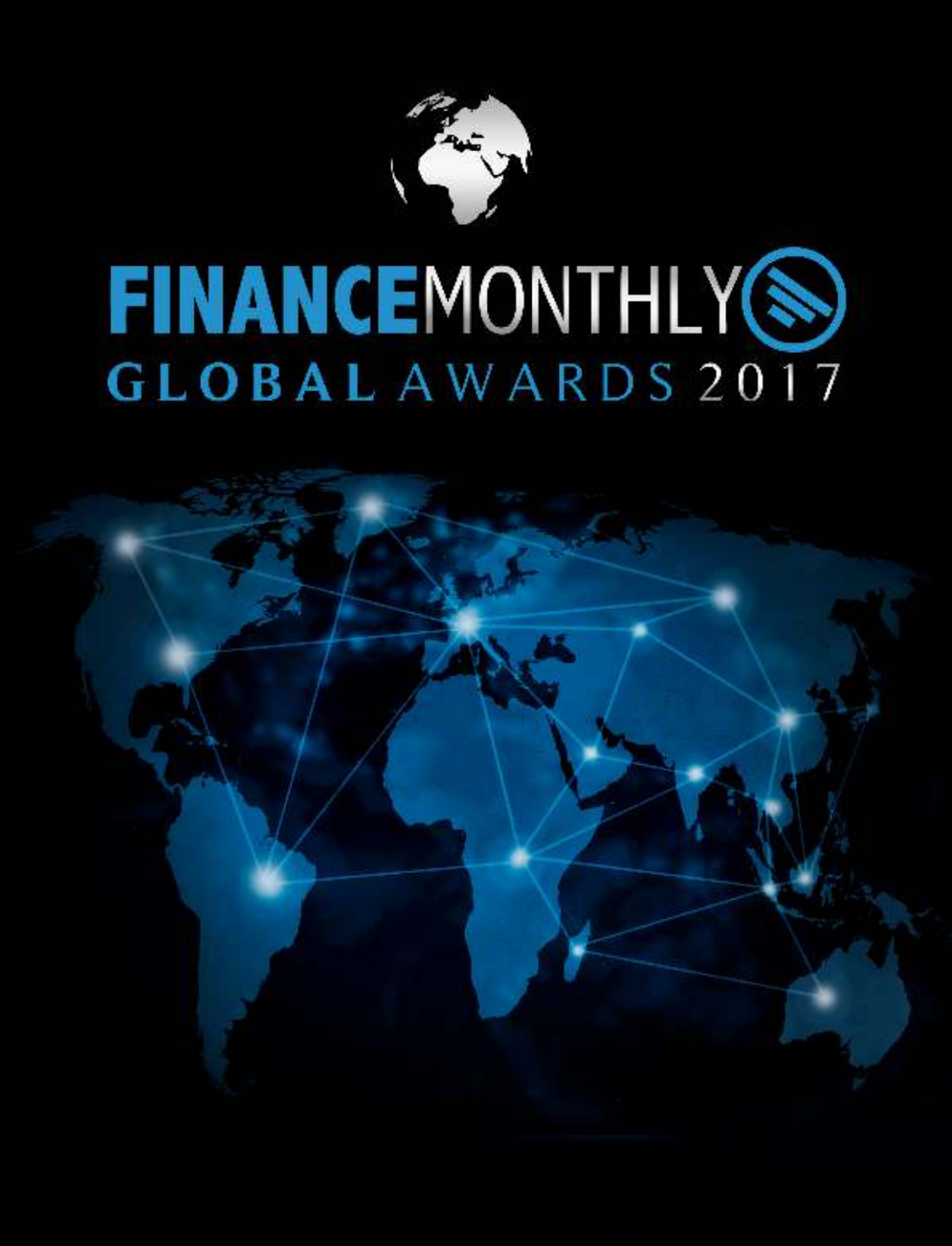# FINANCEMONTHLY

## GLOBAL AWARDS 2017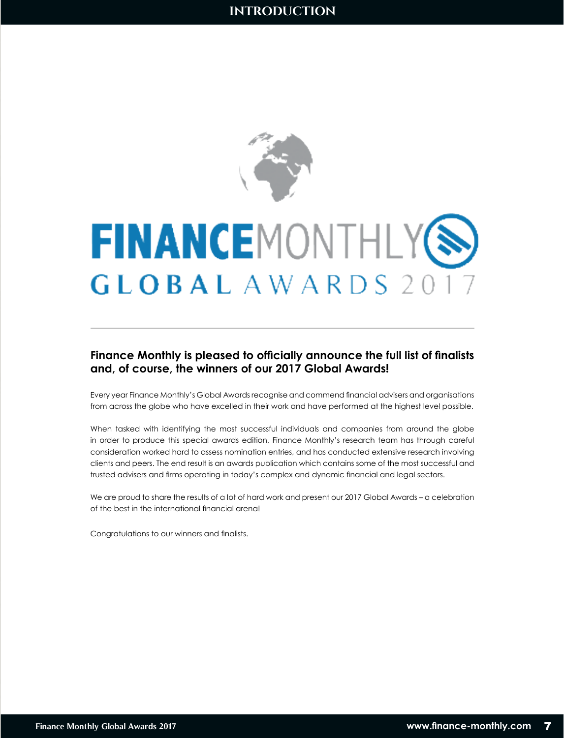# INTRODUCTION

FINANCEMONTHLY GLOBAL AWARDS 2017

**Finance Monthly is pleased to officially announce the full list of finalists and, of course, the winners of our 2017 Global Awards!**

Every year Finance Monthly's Global Awards recognise and commend financial advisers and organisations from across the globe who have excelled in their work and have performed at the highest level possible.

When tasked with identifying the most successful individuals and companies from around the globe in order to produce this special awards edition, Finance Monthly's research team has through careful consideration worked hard to assess nomination entries, and has conducted extensive research involving clients and peers. The end result is an awards publication which contains some of the most successful and trusted advisers and firms operating in today's complex and dynamic financial and legal sectors.

We are proud to share the results of a lot of hard work and present our 2017 Global Awards – a celebration of the best in the international financial arena!

Congratulations to our winners and finalists.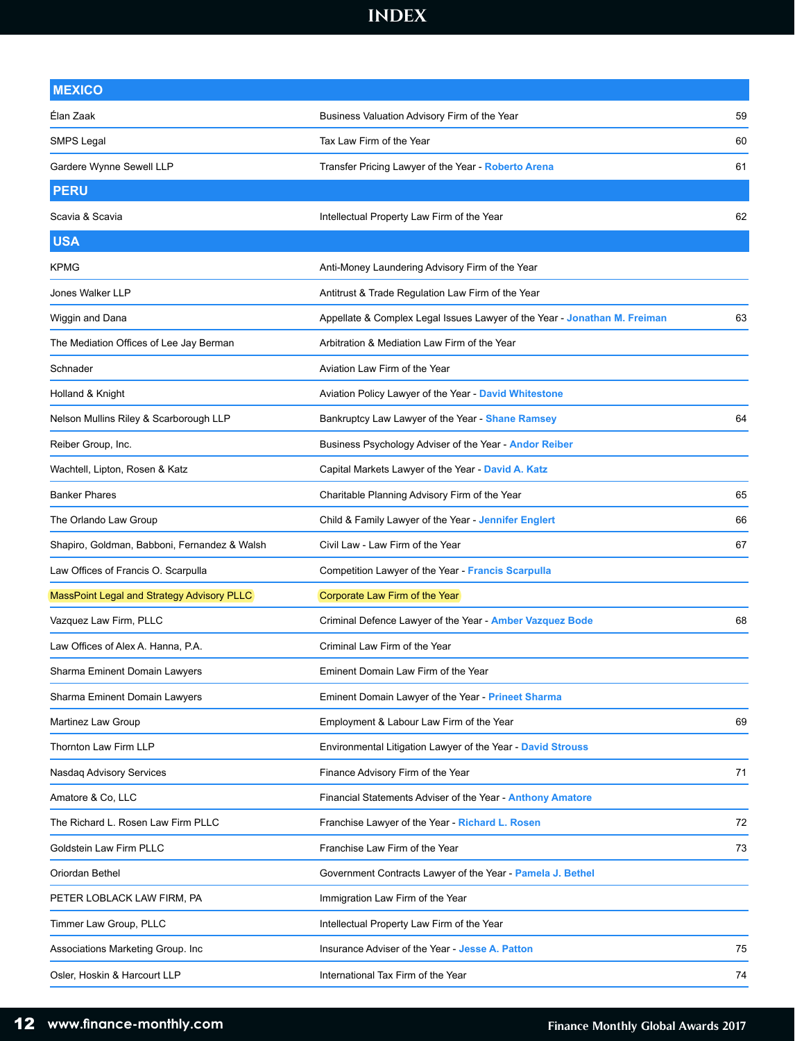# INDEX

| | | |
|---|---|---|
| **MEXICO** | | |
| Élan Zaak | Business Valuation Advisory Firm of the Year | 59 |
| SMPS Legal | Tax Law Firm of the Year | 60 |
| Gardere Wynne Sewell LLP | Transfer Pricing Lawyer of the Year - **Roberto Arena** | 61 |
| **PERU** | | |
| Scavia & Scavia | Intellectual Property Law Firm of the Year | 62 |
| **USA** | | |
| KPMG | Anti-Money Laundering Advisory Firm of the Year | |
| Jones Walker LLP | Antitrust & Trade Regulation Law Firm of the Year | |
| Wiggin and Dana | Appellate & Complex Legal Issues Lawyer of the Year - **Jonathan M. Freiman** | 63 |
| The Mediation Offices of Lee Jay Berman | Arbitration & Mediation Law Firm of the Year | |
| Schnader | Aviation Law Firm of the Year | |
| Holland & Knight | Aviation Policy Lawyer of the Year - **David Whitestone** | |
| Nelson Mullins Riley & Scarborough LLP | Bankruptcy Law Lawyer of the Year - **Shane Ramsey** | 64 |
| Reiber Group, Inc. | Business Psychology Adviser of the Year - **Andor Reiber** | |
| Wachtell, Lipton, Rosen & Katz | Capital Markets Lawyer of the Year - **David A. Katz** | |
| Banker Phares | Charitable Planning Advisory Firm of the Year | 65 |
| The Orlando Law Group | Child & Family Lawyer of the Year - **Jennifer Englert** | 66 |
| Shapiro, Goldman, Babboni, Fernandez & Walsh | Civil Law - Law Firm of the Year | 67 |
| Law Offices of Francis O. Scarpulla | Competition Lawyer of the Year - **Francis Scarpulla** | |
| MassPoint Legal and Strategy Advisory PLLC | Corporate Law Firm of the Year | |
| Vazquez Law Firm, PLLC | Criminal Defence Lawyer of the Year - **Amber Vazquez Bode** | 68 |
| Law Offices of Alex A. Hanna, P.A. | Criminal Law Firm of the Year | |
| Sharma Eminent Domain Lawyers | Eminent Domain Law Firm of the Year | |
| Sharma Eminent Domain Lawyers | Eminent Domain Lawyer of the Year - **Prineet Sharma** | |
| Martinez Law Group | Employment & Labour Law Firm of the Year | 69 |
| Thornton Law Firm LLP | Environmental Litigation Lawyer of the Year - **David Strouss** | |
| Nasdaq Advisory Services | Finance Advisory Firm of the Year | 71 |
| Amatore & Co, LLC | Financial Statements Adviser of the Year - **Anthony Amatore** | |
| The Richard L. Rosen Law Firm PLLC | Franchise Lawyer of the Year - **Richard L. Rosen** | 72 |
| Goldstein Law Firm PLLC | Franchise Law Firm of the Year | 73 |
| Oriordan Bethel | Government Contracts Lawyer of the Year - **Pamela J. Bethel** | |
| PETER LOBLACK LAW FIRM, PA | Immigration Law Firm of the Year | |
| Timmer Law Group, PLLC | Intellectual Property Law Firm of the Year | |
| Associations Marketing Group. Inc | Insurance Adviser of the Year - **Jesse A. Patton** | 75 |
| Osler, Hoskin & Harcourt LLP | International Tax Firm of the Year | 74 |